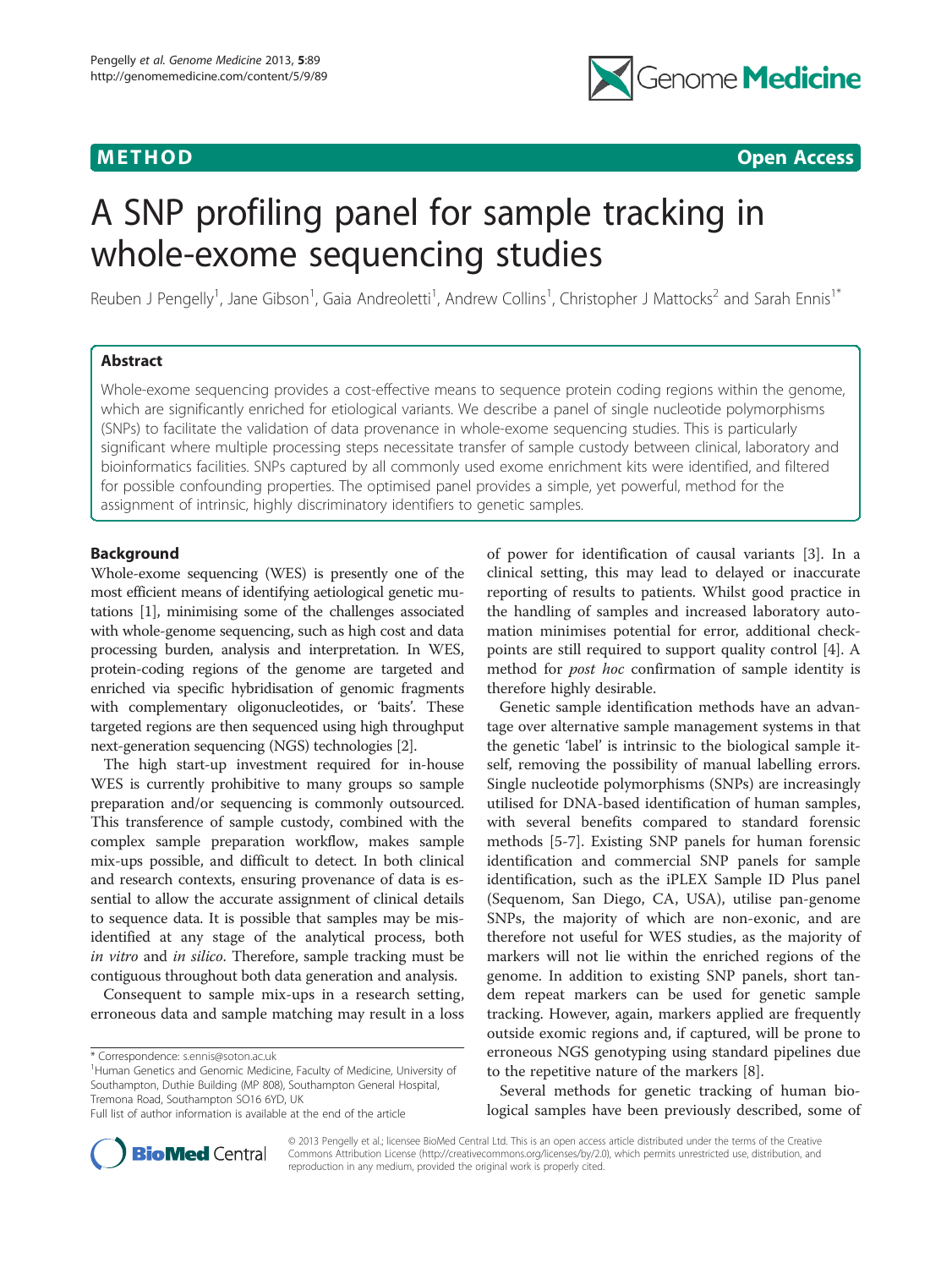**METHOD** **Open Access**

# A SNP profiling panel for sample tracking in whole-exome sequencing studies

Reuben J Pengelly[1], Jane Gibson[1], Gaia Andreoletti[1], Andrew Collins[1], Christopher J Mattocks[2] and Sarah Ennis[1*]

## Abstract

Whole-exome sequencing provides a cost-effective means to sequence protein coding regions within the genome, which are significantly enriched for etiological variants. We describe a panel of single nucleotide polymorphisms (SNPs) to facilitate the validation of data provenance in whole-exome sequencing studies. This is particularly significant where multiple processing steps necessitate transfer of sample custody between clinical, laboratory and bioinformatics facilities. SNPs captured by all commonly used exome enrichment kits were identified, and filtered for possible confounding properties. The optimised panel provides a simple, yet powerful, method for the assignment of intrinsic, highly discriminatory identifiers to genetic samples.

## Background

Whole-exome sequencing (WES) is presently one of the most efficient means of identifying aetiological genetic mutations [1], minimising some of the challenges associated with whole-genome sequencing, such as high cost and data processing burden, analysis and interpretation. In WES, protein-coding regions of the genome are targeted and enriched via specific hybridisation of genomic fragments with complementary oligonucleotides, or 'baits'. These targeted regions are then sequenced using high throughput next-generation sequencing (NGS) technologies [2].

The high start-up investment required for in-house WES is currently prohibitive to many groups so sample preparation and/or sequencing is commonly outsourced. This transference of sample custody, combined with the complex sample preparation workflow, makes sample mix-ups possible, and difficult to detect. In both clinical and research contexts, ensuring provenance of data is essential to allow the accurate assignment of clinical details to sequence data. It is possible that samples may be misidentified at any stage of the analytical process, both *in vitro* and *in silico*. Therefore, sample tracking must be contiguous throughout both data generation and analysis.

Consequent to sample mix-ups in a research setting, erroneous data and sample matching may result in a loss of power for identification of causal variants [3]. In a clinical setting, this may lead to delayed or inaccurate reporting of results to patients. Whilst good practice in the handling of samples and increased laboratory automation minimises potential for error, additional checkpoints are still required to support quality control [4]. A method for *post hoc* confirmation of sample identity is therefore highly desirable.

Genetic sample identification methods have an advantage over alternative sample management systems in that the genetic 'label' is intrinsic to the biological sample itself, removing the possibility of manual labelling errors. Single nucleotide polymorphisms (SNPs) are increasingly utilised for DNA-based identification of human samples, with several benefits compared to standard forensic methods [5-7]. Existing SNP panels for human forensic identification and commercial SNP panels for sample identification, such as the iPLEX Sample ID Plus panel (Sequenom, San Diego, CA, USA), utilise pan-genome SNPs, the majority of which are non-exonic, and are therefore not useful for WES studies, as the majority of markers will not lie within the enriched regions of the genome. In addition to existing SNP panels, short tandem repeat markers can be used for genetic sample tracking. However, again, markers applied are frequently outside exomic regions and, if captured, will be prone to erroneous NGS genotyping using standard pipelines due to the repetitive nature of the markers [8].

Several methods for genetic tracking of human biological samples have been previously described, some of

\* Correspondence: s.ennis@soton.ac.uk
[1]Human Genetics and Genomic Medicine, Faculty of Medicine, University of Southampton, Duthie Building (MP 808), Southampton General Hospital, Tremona Road, Southampton SO16 6YD, UK
Full list of author information is available at the end of the article

© 2013 Pengelly et al.; licensee BioMed Central Ltd. This is an open access article distributed under the terms of the Creative Commons Attribution License (http://creativecommons.org/licenses/by/2.0), which permits unrestricted use, distribution, and reproduction in any medium, provided the original work is properly cited.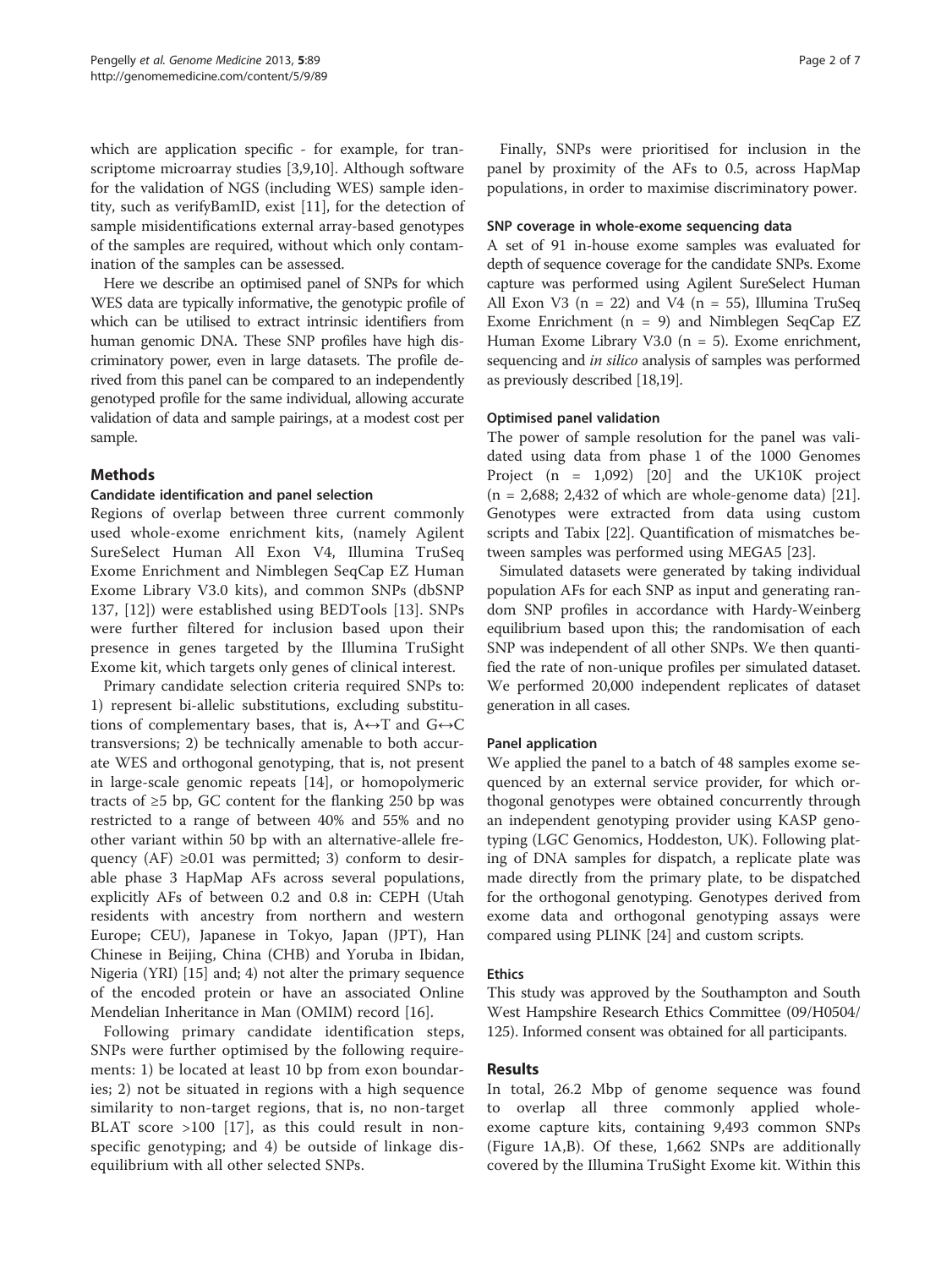which are application specific - for example, for transcriptome microarray studies [3,9,10]. Although software for the validation of NGS (including WES) sample identity, such as verifyBamID, exist [11], for the detection of sample misidentifications external array-based genotypes of the samples are required, without which only contamination of the samples can be assessed.

Here we describe an optimised panel of SNPs for which WES data are typically informative, the genotypic profile of which can be utilised to extract intrinsic identifiers from human genomic DNA. These SNP profiles have high discriminatory power, even in large datasets. The profile derived from this panel can be compared to an independently genotyped profile for the same individual, allowing accurate validation of data and sample pairings, at a modest cost per sample.

## Methods

### Candidate identification and panel selection

Regions of overlap between three current commonly used whole-exome enrichment kits, (namely Agilent SureSelect Human All Exon V4, Illumina TruSeq Exome Enrichment and Nimblegen SeqCap EZ Human Exome Library V3.0 kits), and common SNPs (dbSNP 137, [12]) were established using BEDTools [13]. SNPs were further filtered for inclusion based upon their presence in genes targeted by the Illumina TruSight Exome kit, which targets only genes of clinical interest.

Primary candidate selection criteria required SNPs to: 1) represent bi-allelic substitutions, excluding substitutions of complementary bases, that is, A↔T and G↔C transversions; 2) be technically amenable to both accurate WES and orthogonal genotyping, that is, not present in large-scale genomic repeats [14], or homopolymeric tracts of ≥5 bp, GC content for the flanking 250 bp was restricted to a range of between 40% and 55% and no other variant within 50 bp with an alternative-allele frequency (AF) ≥0.01 was permitted; 3) conform to desirable phase 3 HapMap AFs across several populations, explicitly AFs of between 0.2 and 0.8 in: CEPH (Utah residents with ancestry from northern and western Europe; CEU), Japanese in Tokyo, Japan (JPT), Han Chinese in Beijing, China (CHB) and Yoruba in Ibidan, Nigeria (YRI) [15] and; 4) not alter the primary sequence of the encoded protein or have an associated Online Mendelian Inheritance in Man (OMIM) record [16].

Following primary candidate identification steps, SNPs were further optimised by the following requirements: 1) be located at least 10 bp from exon boundaries; 2) not be situated in regions with a high sequence similarity to non-target regions, that is, no non-target BLAT score >100 [17], as this could result in non-specific genotyping; and 4) be outside of linkage disequilibrium with all other selected SNPs.

Finally, SNPs were prioritised for inclusion in the panel by proximity of the AFs to 0.5, across HapMap populations, in order to maximise discriminatory power.

### SNP coverage in whole-exome sequencing data

A set of 91 in-house exome samples was evaluated for depth of sequence coverage for the candidate SNPs. Exome capture was performed using Agilent SureSelect Human All Exon V3 (n = 22) and V4 (n = 55), Illumina TruSeq Exome Enrichment (n = 9) and Nimblegen SeqCap EZ Human Exome Library V3.0 (n = 5). Exome enrichment, sequencing and *in silico* analysis of samples was performed as previously described [18,19].

### Optimised panel validation

The power of sample resolution for the panel was validated using data from phase 1 of the 1000 Genomes Project (n = 1,092) [20] and the UK10K project (n = 2,688; 2,432 of which are whole-genome data) [21]. Genotypes were extracted from data using custom scripts and Tabix [22]. Quantification of mismatches between samples was performed using MEGA5 [23].

Simulated datasets were generated by taking individual population AFs for each SNP as input and generating random SNP profiles in accordance with Hardy-Weinberg equilibrium based upon this; the randomisation of each SNP was independent of all other SNPs. We then quantified the rate of non-unique profiles per simulated dataset. We performed 20,000 independent replicates of dataset generation in all cases.

### Panel application

We applied the panel to a batch of 48 samples exome sequenced by an external service provider, for which orthogonal genotypes were obtained concurrently through an independent genotyping provider using KASP genotyping (LGC Genomics, Hoddeston, UK). Following plating of DNA samples for dispatch, a replicate plate was made directly from the primary plate, to be dispatched for the orthogonal genotyping. Genotypes derived from exome data and orthogonal genotyping assays were compared using PLINK [24] and custom scripts.

### Ethics

This study was approved by the Southampton and South West Hampshire Research Ethics Committee (09/H0504/125). Informed consent was obtained for all participants.

## Results

In total, 26.2 Mbp of genome sequence was found to overlap all three commonly applied whole-exome capture kits, containing 9,493 common SNPs (Figure 1A,B). Of these, 1,662 SNPs are additionally covered by the Illumina TruSight Exome kit. Within this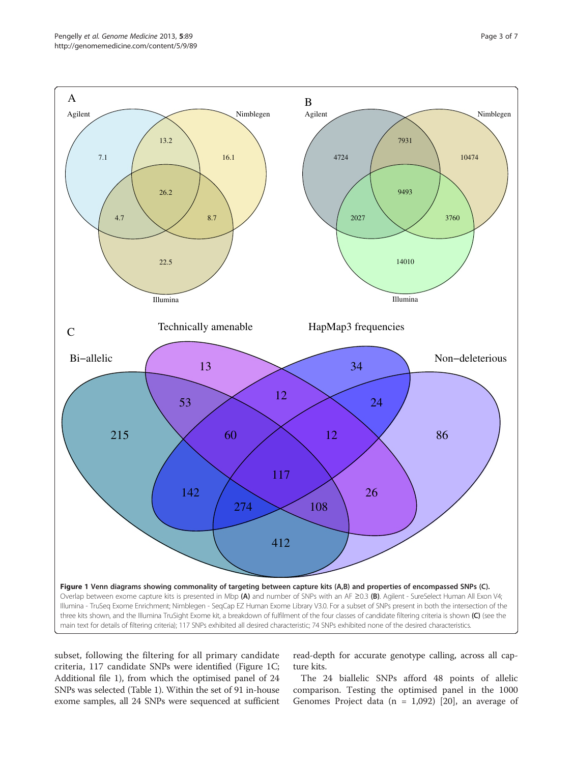**Figure 1 Venn diagrams showing commonality of targeting between capture kits (A,B) and properties of encompassed SNPs (C).** Overlap between exome capture kits is presented in Mbp **(A)** and number of SNPs with an AF ≥0.3 **(B)**. Agilent - SureSelect Human All Exon V4; Illumina - TruSeq Exome Enrichment; Nimblegen - SeqCap EZ Human Exome Library V3.0. For a subset of SNPs present in both the intersection of the three kits shown, and the Illumina TruSight Exome kit, a breakdown of fulfilment of the four classes of candidate filtering criteria is shown **(C)** (see the main text for details of filtering criteria); 117 SNPs exhibited all desired characteristic; 74 SNPs exhibited none of the desired characteristics.

subset, following the filtering for all primary candidate criteria, 117 candidate SNPs were identified (Figure 1C; Additional file 1), from which the optimised panel of 24 SNPs was selected (Table 1). Within the set of 91 in-house exome samples, all 24 SNPs were sequenced at sufficient read-depth for accurate genotype calling, across all capture kits.

The 24 biallelic SNPs afford 48 points of allelic comparison. Testing the optimised panel in the 1000 Genomes Project data (n = 1,092) [20], an average of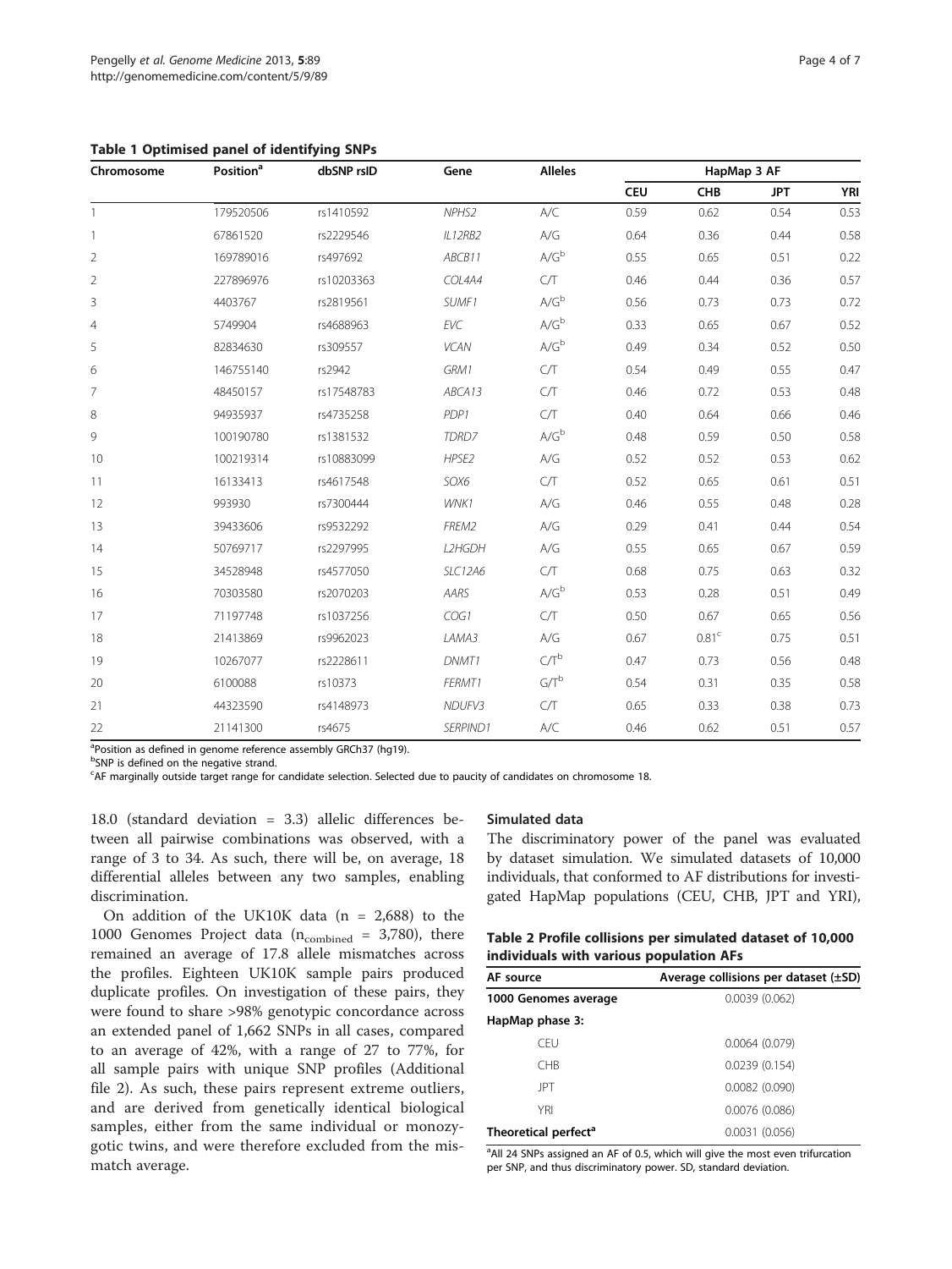**Table 1 Optimised panel of identifying SNPs**

| Chromosome | Position[a] | dbSNP rsID | Gene | Alleles | HapMap 3 AF | | | |
|---|---|---|---|---|---|---|---|---|
| | | | | | CEU | CHB | JPT | YRI |
| 1 | 179520506 | rs1410592 | *NPHS2* | A/C | 0.59 | 0.62 | 0.54 | 0.53 |
| 1 | 67861520 | rs2229546 | *IL12RB2* | A/G | 0.64 | 0.36 | 0.44 | 0.58 |
| 2 | 169789016 | rs497692 | *ABCB11* | A/G[b] | 0.55 | 0.65 | 0.51 | 0.22 |
| 2 | 227896976 | rs10203363 | *COL4A4* | C/T | 0.46 | 0.44 | 0.36 | 0.57 |
| 3 | 4403767 | rs2819561 | *SUMF1* | A/G[b] | 0.56 | 0.73 | 0.73 | 0.72 |
| 4 | 5749904 | rs4688963 | *EVC* | A/G[b] | 0.33 | 0.65 | 0.67 | 0.52 |
| 5 | 82834630 | rs309557 | *VCAN* | A/G[b] | 0.49 | 0.34 | 0.52 | 0.50 |
| 6 | 146755140 | rs2942 | *GRM1* | C/T | 0.54 | 0.49 | 0.55 | 0.47 |
| 7 | 48450157 | rs17548783 | *ABCA13* | C/T | 0.46 | 0.72 | 0.53 | 0.48 |
| 8 | 94935937 | rs4735258 | *PDP1* | C/T | 0.40 | 0.64 | 0.66 | 0.46 |
| 9 | 100190780 | rs1381532 | *TDRD7* | A/G[b] | 0.48 | 0.59 | 0.50 | 0.58 |
| 10 | 100219314 | rs10883099 | *HPSE2* | A/G | 0.52 | 0.52 | 0.53 | 0.62 |
| 11 | 16133413 | rs4617548 | *SOX6* | C/T | 0.52 | 0.65 | 0.61 | 0.51 |
| 12 | 993930 | rs7300444 | *WNK1* | A/G | 0.46 | 0.55 | 0.48 | 0.28 |
| 13 | 39433606 | rs9532292 | *FREM2* | A/G | 0.29 | 0.41 | 0.44 | 0.54 |
| 14 | 50769717 | rs2297995 | *L2HGDH* | A/G | 0.55 | 0.65 | 0.67 | 0.59 |
| 15 | 34528948 | rs4577050 | *SLC12A6* | C/T | 0.68 | 0.75 | 0.63 | 0.32 |
| 16 | 70303580 | rs2070203 | *AARS* | A/G[b] | 0.53 | 0.28 | 0.51 | 0.49 |
| 17 | 71197748 | rs1037256 | *COG1* | C/T | 0.50 | 0.67 | 0.65 | 0.56 |
| 18 | 21413869 | rs9962023 | *LAMA3* | A/G | 0.67 | 0.81[c] | 0.75 | 0.51 |
| 19 | 10267077 | rs2228611 | *DNMT1* | C/T[b] | 0.47 | 0.73 | 0.56 | 0.48 |
| 20 | 6100088 | rs10373 | *FERMT1* | G/T[b] | 0.54 | 0.31 | 0.35 | 0.58 |
| 21 | 44323590 | rs4148973 | *NDUFV3* | C/T | 0.65 | 0.33 | 0.38 | 0.73 |
| 22 | 21141300 | rs4675 | *SERPIND1* | A/C | 0.46 | 0.62 | 0.51 | 0.57 |

[a]Position as defined in genome reference assembly GRCh37 (hg19).
[b]SNP is defined on the negative strand.
[c]AF marginally outside target range for candidate selection. Selected due to paucity of candidates on chromosome 18.

18.0 (standard deviation = 3.3) allelic differences between all pairwise combinations was observed, with a range of 3 to 34. As such, there will be, on average, 18 differential alleles between any two samples, enabling discrimination.

On addition of the UK10K data (n = 2,688) to the 1000 Genomes Project data ($n_{combined}$ = 3,780), there remained an average of 17.8 allele mismatches across the profiles. Eighteen UK10K sample pairs produced duplicate profiles. On investigation of these pairs, they were found to share >98% genotypic concordance across an extended panel of 1,662 SNPs in all cases, compared to an average of 42%, with a range of 27 to 77%, for all sample pairs with unique SNP profiles (Additional file 2). As such, these pairs represent extreme outliers, and are derived from genetically identical biological samples, either from the same individual or monozygotic twins, and were therefore excluded from the mismatch average.

### Simulated data

The discriminatory power of the panel was evaluated by dataset simulation. We simulated datasets of 10,000 individuals, that conformed to AF distributions for investigated HapMap populations (CEU, CHB, JPT and YRI),

**Table 2 Profile collisions per simulated dataset of 10,000 individuals with various population AFs**

| AF source | Average collisions per dataset (±SD) |
|---|---|
| **1000 Genomes average** | 0.0039 (0.062) |
| **HapMap phase 3:** | |
| CEU | 0.0064 (0.079) |
| CHB | 0.0239 (0.154) |
| JPT | 0.0082 (0.090) |
| YRI | 0.0076 (0.086) |
| **Theoretical perfect[a]** | 0.0031 (0.056) |

[a]All 24 SNPs assigned an AF of 0.5, which will give the most even trifurcation per SNP, and thus discriminatory power. SD, standard deviation.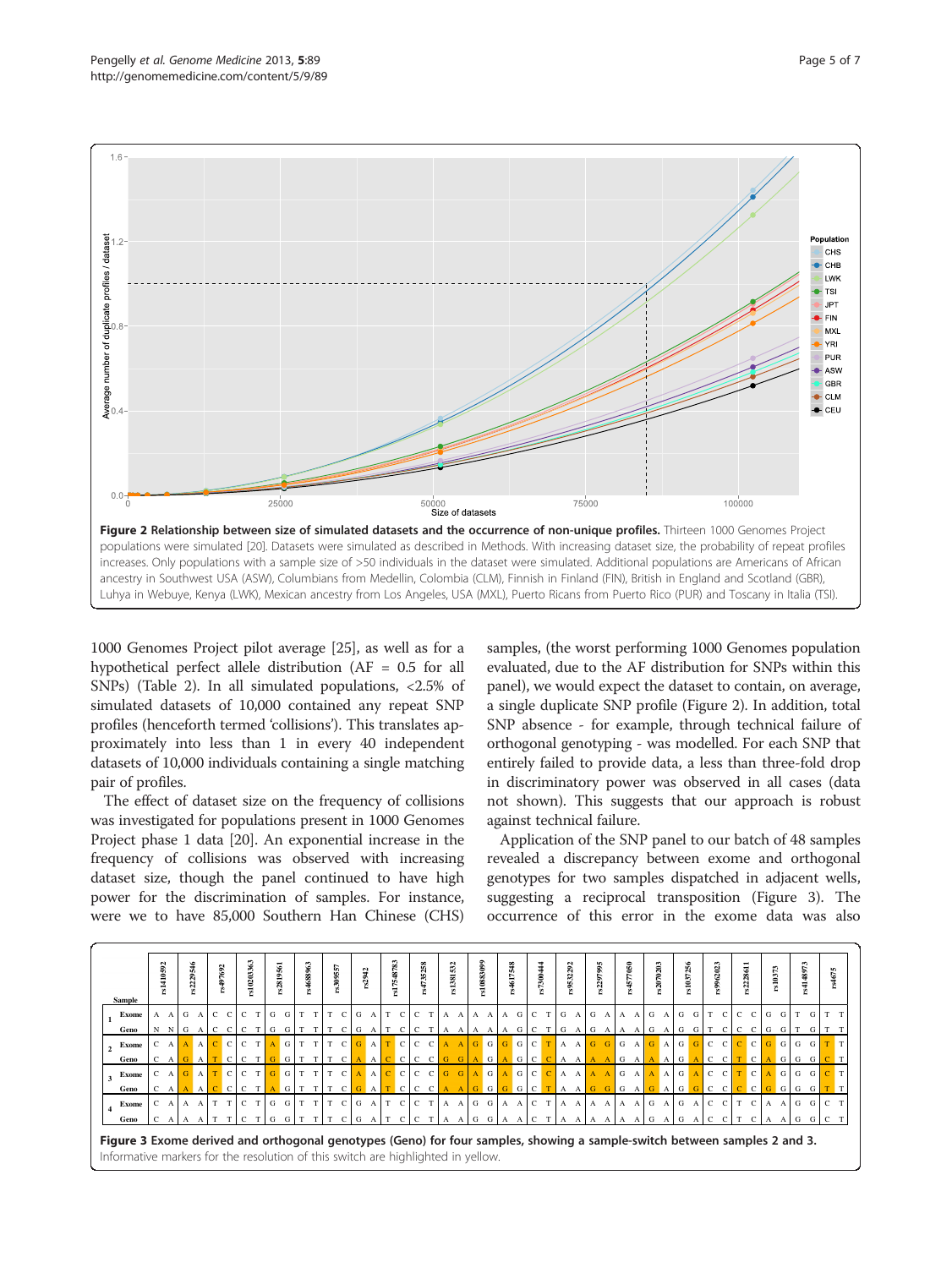1000 Genomes Project pilot average [25], as well as for a hypothetical perfect allele distribution (AF = 0.5 for all SNPs) (Table 2). In all simulated populations, <2.5% of simulated datasets of 10,000 contained any repeat SNP profiles (henceforth termed 'collisions'). This translates approximately into less than 1 in every 40 independent datasets of 10,000 individuals containing a single matching pair of profiles.

The effect of dataset size on the frequency of collisions was investigated for populations present in 1000 Genomes Project phase 1 data [20]. An exponential increase in the frequency of collisions was observed with increasing dataset size, though the panel continued to have high power for the discrimination of samples. For instance, were we to have 85,000 Southern Han Chinese (CHS) samples, (the worst performing 1000 Genomes population evaluated, due to the AF distribution for SNPs within this panel), we would expect the dataset to contain, on average, a single duplicate SNP profile (Figure 2). In addition, total SNP absence - for example, through technical failure of orthogonal genotyping - was modelled. For each SNP that entirely failed to provide data, a less than three-fold drop in discriminatory power was observed in all cases (data not shown). This suggests that our approach is robust against technical failure.

Application of the SNP panel to our batch of 48 samples revealed a discrepancy between exome and orthogonal genotypes for two samples dispatched in adjacent wells, suggesting a reciprocal transposition (Figure 3). The occurrence of this error in the exome data was also

**Figure 2 Relationship between size of simulated datasets and the occurrence of non-unique profiles.** Thirteen 1000 Genomes Project populations were simulated [20]. Datasets were simulated as described in Methods. With increasing dataset size, the probability of repeat profiles increases. Only populations with a sample size of >50 individuals in the dataset were simulated. Additional populations are Americans of African ancestry in Southwest USA (ASW), Columbians from Medellin, Colombia (CLM), Finnish in Finland (FIN), British in England and Scotland (GBR), Luhya in Webuye, Kenya (LWK), Mexican ancestry from Los Angeles, USA (MXL), Puerto Ricans from Puerto Rico (PUR) and Toscany in Italia (TSI).

| Sample | | rs1410592 | rs2229546 | rs497692 | rs10203363 | rs2819561 | rs4688963 | rs309557 | rs2942 | rs17548783 | rs4735258 | rs1381532 | rs10883099 | rs4617548 | rs7300444 | rs9532292 | rs2297995 | rs4577050 | rs2070203 | rs1037256 | rs9962023 | rs2228611 | rs10373 | rs4148973 | rs4675 |
|---|---|---|---|---|---|---|---|---|---|---|---|---|---|---|---|---|---|---|---|---|---|---|---|---|---|
| 1 | Exome | A A | G A | C C | C T | G G | T T | T C | G A | T C | C T | A A | A A | A G | C T | G A | G A | A A | G A | G G | T C | C C | G G | T G | T T |
| | Geno | N N | G A | C C | C T | G G | T T | T C | G A | T C | C T | A A | A A | A G | C T | G A | G A | A A | G A | G G | T C | C C | G G | T G | T T |
| 2 | Exome | C A | A A | C C | C T | A G | T T | T C | G A | T C | C C | A A | G G | G G | C T | A A | G G | G A | G A | G G | C C | C C | G G | G G | T T |
| | Geno | C A | G A | T C | C T | G G | T T | T C | A A | C C | C C | G G | A G | A G | C C | A A | A A | G A | A A | G A | C C | T C | A G | G G | C T |
| 3 | Exome | C A | G A | T C | C T | G G | T T | T C | A A | C C | C C | G G | A G | A G | C C | A A | A A | G A | A A | G A | C C | T C | A G | G G | C T |
| | Geno | C A | A A | C C | C T | A G | T T | T C | G A | T C | C C | A A | G G | G G | C T | A A | G G | G A | G A | G G | C C | C C | G G | G G | T T |
| 4 | Exome | C A | A A | T T | C T | G G | T T | T C | G A | T C | C T | A A | G G | A A | C T | A A | A A | A A | G A | G A | C C | T C | A A | G G | C T |
| | Geno | C A | A A | T T | C T | G G | T T | T C | G A | T C | C T | A A | G G | A A | C T | A A | A A | A A | G A | G A | C C | T C | A A | G G | C T |

**Figure 3 Exome derived and orthogonal genotypes (Geno) for four samples, showing a sample-switch between samples 2 and 3.** Informative markers for the resolution of this switch are highlighted in yellow.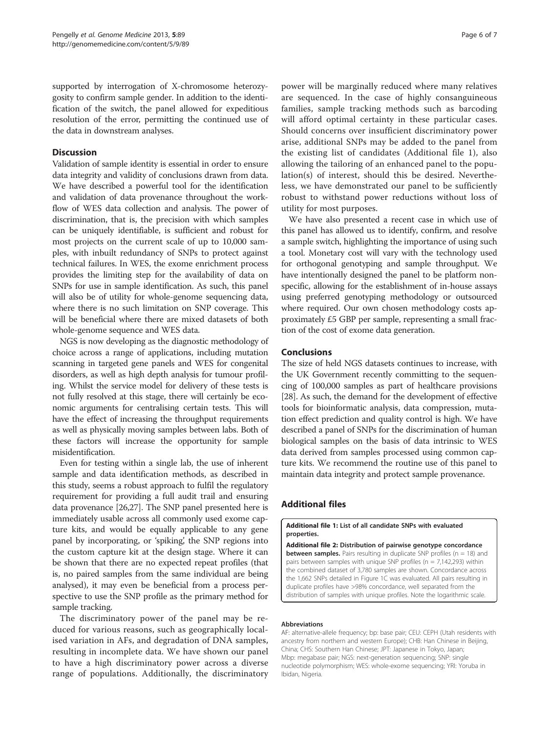supported by interrogation of X-chromosome heterozygosity to confirm sample gender. In addition to the identification of the switch, the panel allowed for expeditious resolution of the error, permitting the continued use of the data in downstream analyses.

## Discussion

Validation of sample identity is essential in order to ensure data integrity and validity of conclusions drawn from data. We have described a powerful tool for the identification and validation of data provenance throughout the workflow of WES data collection and analysis. The power of discrimination, that is, the precision with which samples can be uniquely identifiable, is sufficient and robust for most projects on the current scale of up to 10,000 samples, with inbuilt redundancy of SNPs to protect against technical failures. In WES, the exome enrichment process provides the limiting step for the availability of data on SNPs for use in sample identification. As such, this panel will also be of utility for whole-genome sequencing data, where there is no such limitation on SNP coverage. This will be beneficial where there are mixed datasets of both whole-genome sequence and WES data.

NGS is now developing as the diagnostic methodology of choice across a range of applications, including mutation scanning in targeted gene panels and WES for congenital disorders, as well as high depth analysis for tumour profiling. Whilst the service model for delivery of these tests is not fully resolved at this stage, there will certainly be economic arguments for centralising certain tests. This will have the effect of increasing the throughput requirements as well as physically moving samples between labs. Both of these factors will increase the opportunity for sample misidentification.

Even for testing within a single lab, the use of inherent sample and data identification methods, as described in this study, seems a robust approach to fulfil the regulatory requirement for providing a full audit trail and ensuring data provenance [26,27]. The SNP panel presented here is immediately usable across all commonly used exome capture kits, and would be equally applicable to any gene panel by incorporating, or 'spiking', the SNP regions into the custom capture kit at the design stage. Where it can be shown that there are no expected repeat profiles (that is, no paired samples from the same individual are being analysed), it may even be beneficial from a process perspective to use the SNP profile as the primary method for sample tracking.

The discriminatory power of the panel may be reduced for various reasons, such as geographically localised variation in AFs, and degradation of DNA samples, resulting in incomplete data. We have shown our panel to have a high discriminatory power across a diverse range of populations. Additionally, the discriminatory power will be marginally reduced where many relatives are sequenced. In the case of highly consanguineous families, sample tracking methods such as barcoding will afford optimal certainty in these particular cases. Should concerns over insufficient discriminatory power arise, additional SNPs may be added to the panel from the existing list of candidates (Additional file 1), also allowing the tailoring of an enhanced panel to the population(s) of interest, should this be desired. Nevertheless, we have demonstrated our panel to be sufficiently robust to withstand power reductions without loss of utility for most purposes.

We have also presented a recent case in which use of this panel has allowed us to identify, confirm, and resolve a sample switch, highlighting the importance of using such a tool. Monetary cost will vary with the technology used for orthogonal genotyping and sample throughput. We have intentionally designed the panel to be platform non-specific, allowing for the establishment of in-house assays using preferred genotyping methodology or outsourced where required. Our own chosen methodology costs approximately £5 GBP per sample, representing a small fraction of the cost of exome data generation.

## Conclusions

The size of held NGS datasets continues to increase, with the UK Government recently committing to the sequencing of 100,000 samples as part of healthcare provisions [28]. As such, the demand for the development of effective tools for bioinformatic analysis, data compression, mutation effect prediction and quality control is high. We have described a panel of SNPs for the discrimination of human biological samples on the basis of data intrinsic to WES data derived from samples processed using common capture kits. We recommend the routine use of this panel to maintain data integrity and protect sample provenance.

## Additional files

**Additional file 1: List of all candidate SNPs with evaluated properties.**

**Additional file 2: Distribution of pairwise genotype concordance between samples.** Pairs resulting in duplicate SNP profiles (n = 18) and pairs between samples with unique SNP profiles (n = 7,142,293) within the combined dataset of 3,780 samples are shown. Concordance across the 1,662 SNPs detailed in Figure 1C was evaluated. All pairs resulting in duplicate profiles have >98% concordance, well separated from the distribution of samples with unique profiles. Note the logarithmic scale.

#### Abbreviations

AF: alternative-allele frequency; bp: base pair; CEU: CEPH (Utah residents with ancestry from northern and western Europe); CHB: Han Chinese in Beijing, China; CHS: Southern Han Chinese; JPT: Japanese in Tokyo, Japan; Mbp: megabase pair; NGS: next-generation sequencing; SNP: single nucleotide polymorphism; WES: whole-exome sequencing; YRI: Yoruba in Ibidan, Nigeria.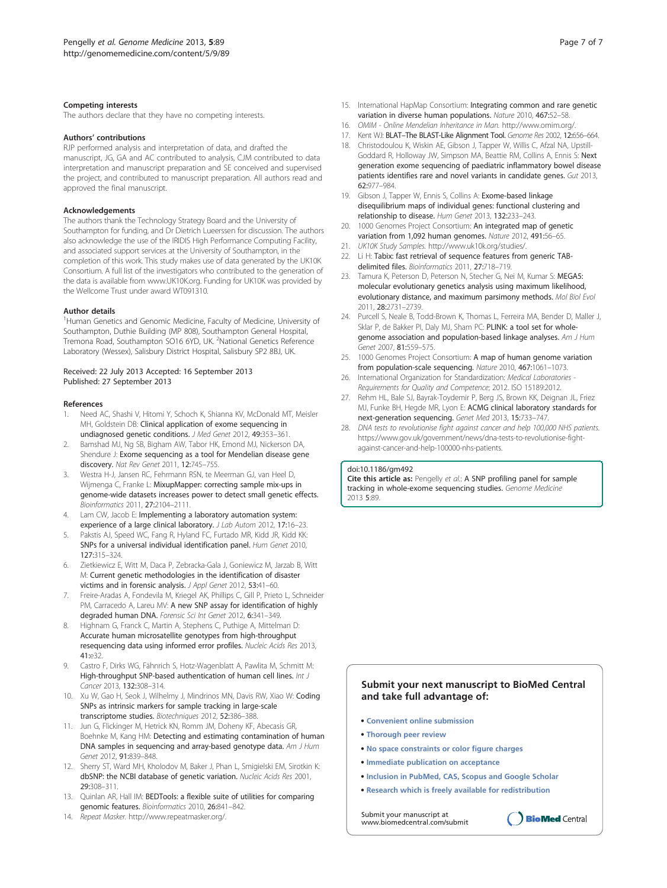#### Competing interests

The authors declare that they have no competing interests.

#### Authors' contributions

RJP performed analysis and interpretation of data, and drafted the manuscript, JG, GA and AC contributed to analysis, CJM contributed to data interpretation and manuscript preparation and SE conceived and supervised the project, and contributed to manuscript preparation. All authors read and approved the final manuscript.

#### Acknowledgements

The authors thank the Technology Strategy Board and the University of Southampton for funding, and Dr Dietrich Lueerssen for discussion. The authors also acknowledge the use of the IRIDIS High Performance Computing Facility, and associated support services at the University of Southampton, in the completion of this work. This study makes use of data generated by the UK10K Consortium. A full list of the investigators who contributed to the generation of the data is available from www.UK10K.org. Funding for UK10K was provided by the Wellcome Trust under award WT091310.

#### Author details

[1]Human Genetics and Genomic Medicine, Faculty of Medicine, University of Southampton, Duthie Building (MP 808), Southampton General Hospital, Tremona Road, Southampton SO16 6YD, UK. [2]National Genetics Reference Laboratory (Wessex), Salisbury District Hospital, Salisbury SP2 8BJ, UK.

Received: 22 July 2013 Accepted: 16 September 2013
Published: 27 September 2013

#### References

1. Need AC, Shashi V, Hitomi Y, Schoch K, Shianna KV, McDonald MT, Meisler MH, Goldstein DB: **Clinical application of exome sequencing in undiagnosed genetic conditions.** *J Med Genet* 2012, **49**:353–361.
2. Bamshad MJ, Ng SB, Bigham AW, Tabor HK, Emond MJ, Nickerson DA, Shendure J: **Exome sequencing as a tool for Mendelian disease gene discovery.** *Nat Rev Genet* 2011, **12**:745–755.
3. Westra H-J, Jansen RC, Fehrmann RSN, te Meerman GJ, van Heel D, Wijmenga C, Franke L: **MixupMapper: correcting sample mix-ups in genome-wide datasets increases power to detect small genetic effects.** *Bioinformatics* 2011, **27**:2104–2111.
4. Lam CW, Jacob E: **Implementing a laboratory automation system: experience of a large clinical laboratory.** *J Lab Autom* 2012, **17**:16–23.
5. Pakstis AJ, Speed WC, Fang R, Hyland FC, Furtado MR, Kidd JR, Kidd KK: **SNPs for a universal individual identification panel.** *Hum Genet* 2010, **127**:315–324.
6. Zietkiewicz E, Witt M, Daca P, Zebracka-Gala J, Goniewicz M, Jarzab B, Witt M: **Current genetic methodologies in the identification of disaster victims and in forensic analysis.** *J Appl Genet* 2012, **53**:41–60.
7. Freire-Aradas A, Fondevila M, Kriegel AK, Phillips C, Gill P, Prieto L, Schneider PM, Carracedo A, Lareu MV: **A new SNP assay for identification of highly degraded human DNA.** *Forensic Sci Int Genet* 2012, **6**:341–349.
8. Highnam G, Franck C, Martin A, Stephens C, Puthige A, Mittelman D: **Accurate human microsatellite genotypes from high-throughput resequencing data using informed error profiles.** *Nucleic Acids Res* 2013, **41**:e32.
9. Castro F, Dirks WG, Fähnrich S, Hotz-Wagenblatt A, Pawlita M, Schmitt M: **High-throughput SNP-based authentication of human cell lines.** *Int J Cancer* 2013, **132**:308–314.
10. Xu W, Gao H, Seok J, Wilhelmy J, Mindrinos MN, Davis RW, Xiao W: **Coding SNPs as intrinsic markers for sample tracking in large-scale transcriptome studies.** *Biotechniques* 2012, **52**:386–388.
11. Jun G, Flickinger M, Hetrick KN, Romm JM, Doheny KF, Abecasis GR, Boehnke M, Kang HM: **Detecting and estimating contamination of human DNA samples in sequencing and array-based genotype data.** *Am J Hum Genet* 2012, **91**:839–848.
12. Sherry ST, Ward MH, Kholodov M, Baker J, Phan L, Smigielski EM, Sirotkin K: **dbSNP: the NCBI database of genetic variation.** *Nucleic Acids Res* 2001, **29**:308–311.
13. Quinlan AR, Hall IM: **BEDTools: a flexible suite of utilities for comparing genomic features.** *Bioinformatics* 2010, **26**:841–842.
14. *Repeat Masker.* http://www.repeatmasker.org/.
15. International HapMap Consortium: **Integrating common and rare genetic variation in diverse human populations.** *Nature* 2010, **467**:52–58.
16. *OMIM - Online Mendelian Inheritance in Man.* http://www.omim.org/.
17. Kent WJ: **BLAT–The BLAST-Like Alignment Tool.** *Genome Res* 2002, **12**:656–664.
18. Christodoulou K, Wiskin AE, Gibson J, Tapper W, Willis C, Afzal NA, Upstill-Goddard R, Holloway JW, Simpson MA, Beattie RM, Collins A, Ennis S: **Next generation exome sequencing of paediatric inflammatory bowel disease patients identifies rare and novel variants in candidate genes.** *Gut* 2013, **62**:977–984.
19. Gibson J, Tapper W, Ennis S, Collins A: **Exome-based linkage disequilibrium maps of individual genes: functional clustering and relationship to disease.** *Hum Genet* 2013, **132**:233–243.
20. 1000 Genomes Project Consortium: **An integrated map of genetic variation from 1,092 human genomes.** *Nature* 2012, **491**:56–65.
21. *UK10K Study Samples.* http://www.uk10k.org/studies/.
22. Li H: **Tabix: fast retrieval of sequence features from generic TAB-delimited files.** *Bioinformatics* 2011, **27**:718–719.
23. Tamura K, Peterson D, Peterson N, Stecher G, Nei M, Kumar S: **MEGA5: molecular evolutionary genetics analysis using maximum likelihood, evolutionary distance, and maximum parsimony methods.** *Mol Biol Evol* 2011, **28**:2731–2739.
24. Purcell S, Neale B, Todd-Brown K, Thomas L, Ferreira MA, Bender D, Maller J, Sklar P, de Bakker PI, Daly MJ, Sham PC: **PLINK: a tool set for whole-genome association and population-based linkage analyses.** *Am J Hum Genet* 2007, **81**:559–575.
25. 1000 Genomes Project Consortium: **A map of human genome variation from population-scale sequencing.** *Nature* 2010, **467**:1061–1073.
26. International Organization for Standardization: *Medical Laboratories - Requirements for Quality and Competence*; 2012. ISO 15189:2012.
27. Rehm HL, Bale SJ, Bayrak-Toydemir P, Berg JS, Brown KK, Deignan JL, Friez MJ, Funke BH, Hegde MR, Lyon E: **ACMG clinical laboratory standards for next-generation sequencing.** *Genet Med* 2013, **15**:733–747.
28. *DNA tests to revolutionise fight against cancer and help 100,000 NHS patients.* https://www.gov.uk/government/news/dna-tests-to-revolutionise-fight-against-cancer-and-help-100000-nhs-patients.

doi:10.1186/gm492
**Cite this article as:** Pengelly *et al.*: A SNP profiling panel for sample tracking in whole-exome sequencing studies. *Genome Medicine* 2013 **5**:89.